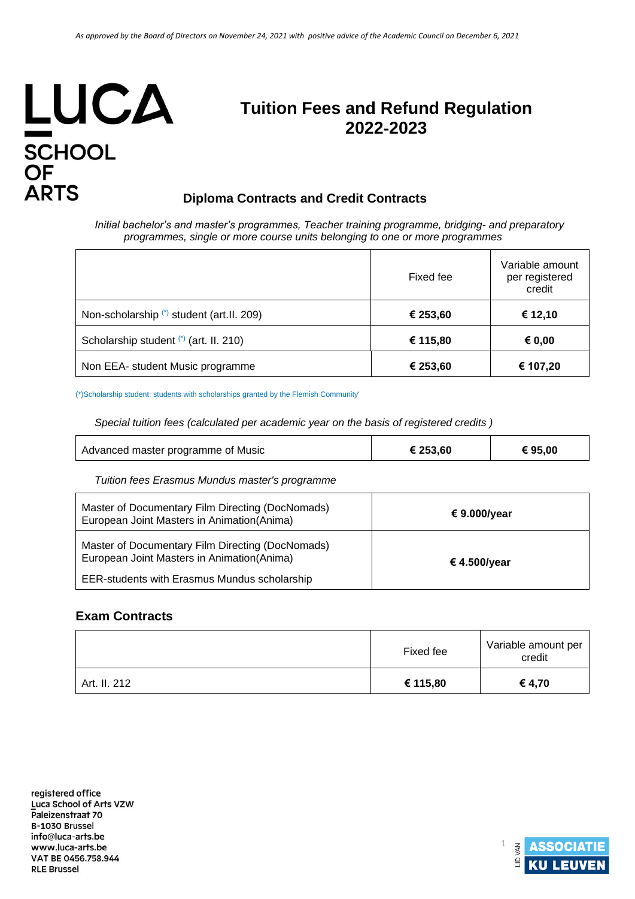*As approved by the Board of Directors on November 24, 2021 with positive advice of the Academic Council on December 6, 2021*

LUCA SCHOOL OF ARTS

# Tuition Fees and Refund Regulation 2022-2023

## Diploma Contracts and Credit Contracts

*Initial bachelor's and master's programmes, Teacher training programme, bridging- and preparatory programmes, single or more course units belonging to one or more programmes*

| | Fixed fee | Variable amount per registered credit |
|---|---|---|
| Non-scholarship (*) student (art.II. 209) | **€ 253,60** | **€ 12,10** |
| Scholarship student (*) (art. II. 210) | **€ 115,80** | **€ 0,00** |
| Non EEA- student Music programme | **€ 253,60** | **€ 107,20** |

(*)Scholarship student: students with scholarships granted by the Flemish Community'

*Special tuition fees (calculated per academic year on the basis of registered credits )*

| | | |
|---|---|---|
| Advanced master programme of Music | **€ 253,60** | **€ 95,00** |

*Tuition fees Erasmus Mundus master's programme*

| | |
|---|---|
| Master of Documentary Film Directing (DocNomads)<br>European Joint Masters in Animation(Anima) | **€ 9.000/year** |
| Master of Documentary Film Directing (DocNomads)<br>European Joint Masters in Animation(Anima)<br>EER-students with Erasmus Mundus scholarship | **€ 4.500/year** |

## Exam Contracts

| | Fixed fee | Variable amount per credit |
|---|---|---|
| Art. II. 212 | **€ 115,80** | **€ 4,70** |

registered office
Luca School of Arts VZW
Paleizenstraat 70
B-1030 Brussel
info@luca-arts.be
www.luca-arts.be
VAT BE 0456.758.944
RLE Brussel

LID VAN ASSOCIATIE KU LEUVEN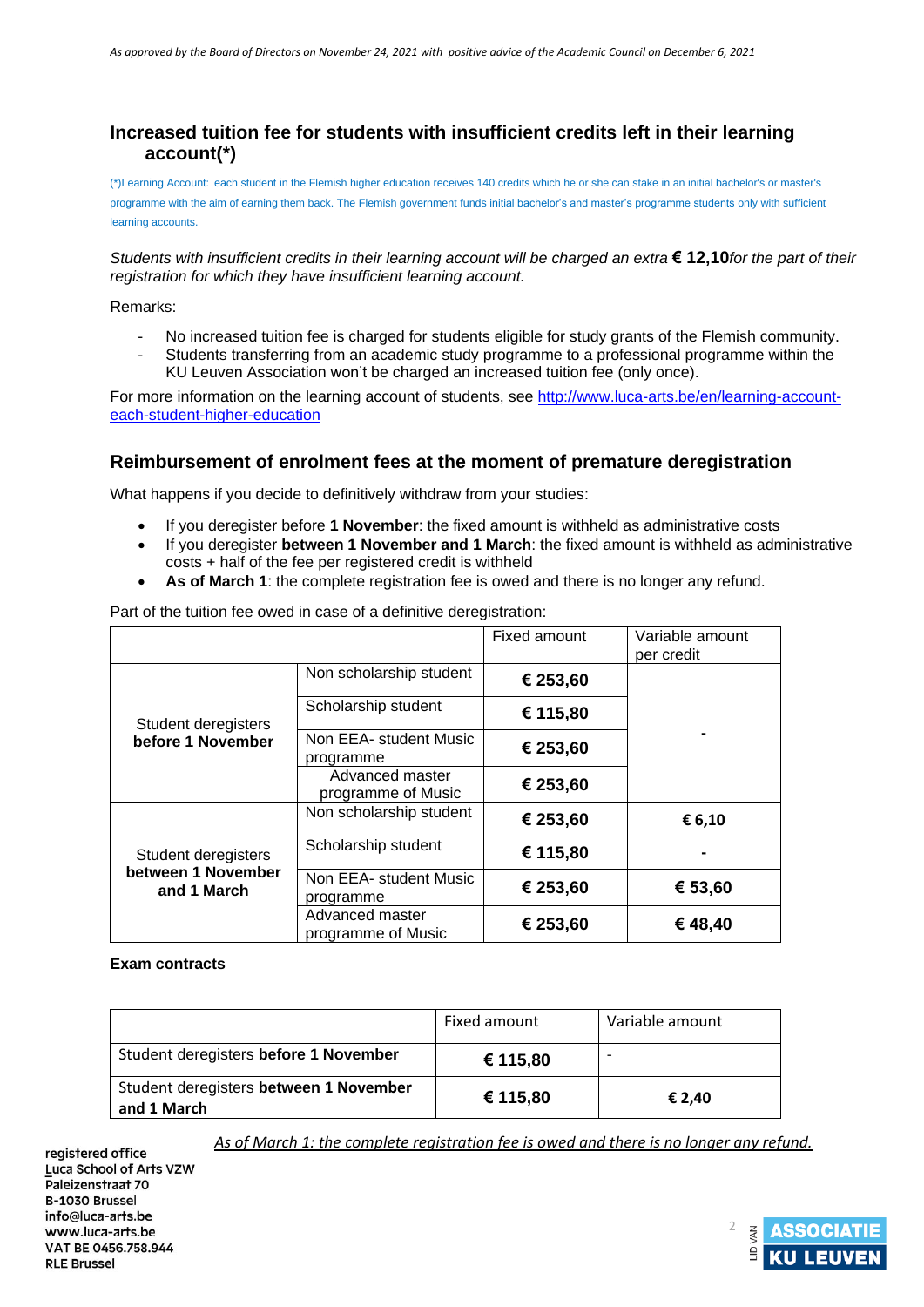*As approved by the Board of Directors on November 24, 2021 with positive advice of the Academic Council on December 6, 2021*

## Increased tuition fee for students with insufficient credits left in their learning account(*)

(*)Learning Account: each student in the Flemish higher education receives 140 credits which he or she can stake in an initial bachelor's or master's programme with the aim of earning them back. The Flemish government funds initial bachelor's and master's programme students only with sufficient learning accounts.

*Students with insufficient credits in their learning account will be charged an extra* **€ 12,10***for the part of their registration for which they have insufficient learning account.*

Remarks:

- No increased tuition fee is charged for students eligible for study grants of the Flemish community.
- Students transferring from an academic study programme to a professional programme within the KU Leuven Association won't be charged an increased tuition fee (only once).

For more information on the learning account of students, see http://www.luca-arts.be/en/learning-account-each-student-higher-education

## Reimbursement of enrolment fees at the moment of premature deregistration

What happens if you decide to definitively withdraw from your studies:

- If you deregister before **1 November**: the fixed amount is withheld as administrative costs
- If you deregister **between 1 November and 1 March**: the fixed amount is withheld as administrative costs + half of the fee per registered credit is withheld
- **As of March 1**: the complete registration fee is owed and there is no longer any refund.

Part of the tuition fee owed in case of a definitive deregistration:

| | | Fixed amount | Variable amount per credit |
|---|---|---|---|
| Student deregisters **before 1 November** | Non scholarship student | **€ 253,60** | **-** |
| | Scholarship student | **€ 115,80** | |
| | Non EEA- student Music programme | **€ 253,60** | |
| | Advanced master programme of Music | **€ 253,60** | |
| Student deregisters **between 1 November and 1 March** | Non scholarship student | **€ 253,60** | **€ 6,10** |
| | Scholarship student | **€ 115,80** | **-** |
| | Non EEA- student Music programme | **€ 253,60** | **€ 53,60** |
| | Advanced master programme of Music | **€ 253,60** | **€ 48,40** |

**Exam contracts**

| | Fixed amount | Variable amount |
|---|---|---|
| Student deregisters **before 1 November** | **€ 115,80** | - |
| Student deregisters **between 1 November and 1 March** | **€ 115,80** | **€ 2,40** |

*As of March 1: the complete registration fee is owed and there is no longer any refund.*

registered office
Luca School of Arts VZW
Paleizenstraat 70
B-1030 Brussel
info@luca-arts.be
www.luca-arts.be
VAT BE 0456.758.944
RLE Brussel

LID VAN ASSOCIATIE KU LEUVEN